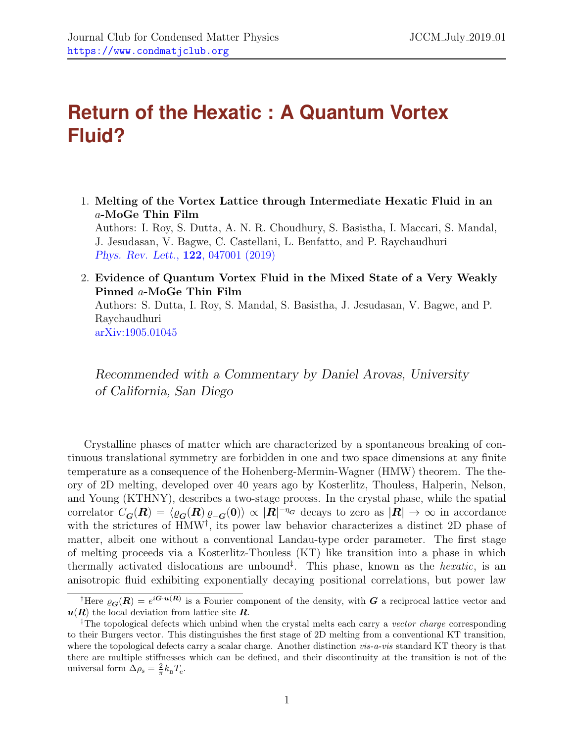# Return of the Hexatic : A Quantum Vortex Fluid?

1. **Melting of the Vortex Lattice through Intermediate Hexatic Fluid in an $a$-MoGe Thin Film**
   Authors: I. Roy, S. Dutta, A. N. R. Choudhury, S. Basistha, I. Maccari, S. Mandal, J. Jesudasan, V. Bagwe, C. Castellani, L. Benfatto, and P. Raychaudhuri
   *Phys. Rev. Lett.*, **122**, 047001 (2019)

2. **Evidence of Quantum Vortex Fluid in the Mixed State of a Very Weakly Pinned $a$-MoGe Thin Film**
   Authors: S. Dutta, I. Roy, S. Mandal, S. Basistha, J. Jesudasan, V. Bagwe, and P. Raychaudhuri
   arXiv:1905.01045

*Recommended with a Commentary by Daniel Arovas, University of California, San Diego*

Crystalline phases of matter which are characterized by a spontaneous breaking of continuous translational symmetry are forbidden in one and two space dimensions at any finite temperature as a consequence of the Hohenberg-Mermin-Wagner (HMW) theorem. The theory of 2D melting, developed over 40 years ago by Kosterlitz, Thouless, Halperin, Nelson, and Young (KTHNY), describes a two-stage process. In the crystal phase, while the spatial correlator $C_{\boldsymbol{G}}(\boldsymbol{R}) = \langle \varrho_{\boldsymbol{G}}(\boldsymbol{R})\, \varrho_{-\boldsymbol{G}}(\boldsymbol{0})\rangle \propto |\boldsymbol{R}|^{-\eta_{\boldsymbol{G}}}$ decays to zero as $|\boldsymbol{R}| \to \infty$ in accordance with the strictures of HMW[†], its power law behavior characterizes a distinct 2D phase of matter, albeit one without a conventional Landau-type order parameter. The first stage of melting proceeds via a Kosterlitz-Thouless (KT) like transition into a phase in which thermally activated dislocations are unbound[‡]. This phase, known as the *hexatic*, is an anisotropic fluid exhibiting exponentially decaying positional correlations, but power law

[†]Here $\varrho_{\boldsymbol{G}}(\boldsymbol{R}) = e^{i\boldsymbol{G}\cdot\boldsymbol{u}(\boldsymbol{R})}$ is a Fourier component of the density, with $\boldsymbol{G}$ a reciprocal lattice vector and $\boldsymbol{u}(\boldsymbol{R})$ the local deviation from lattice site $\boldsymbol{R}$.

[‡]The topological defects which unbind when the crystal melts each carry a *vector charge* corresponding to their Burgers vector. This distinguishes the first stage of 2D melting from a conventional KT transition, where the topological defects carry a scalar charge. Another distinction *vis-a-vis* standard KT theory is that there are multiple stiffnesses which can be defined, and their discontinuity at the transition is not of the universal form $\Delta\rho_{\mathrm{s}} = \frac{2}{\pi} k_{\mathrm{B}} T_{\mathrm{c}}$.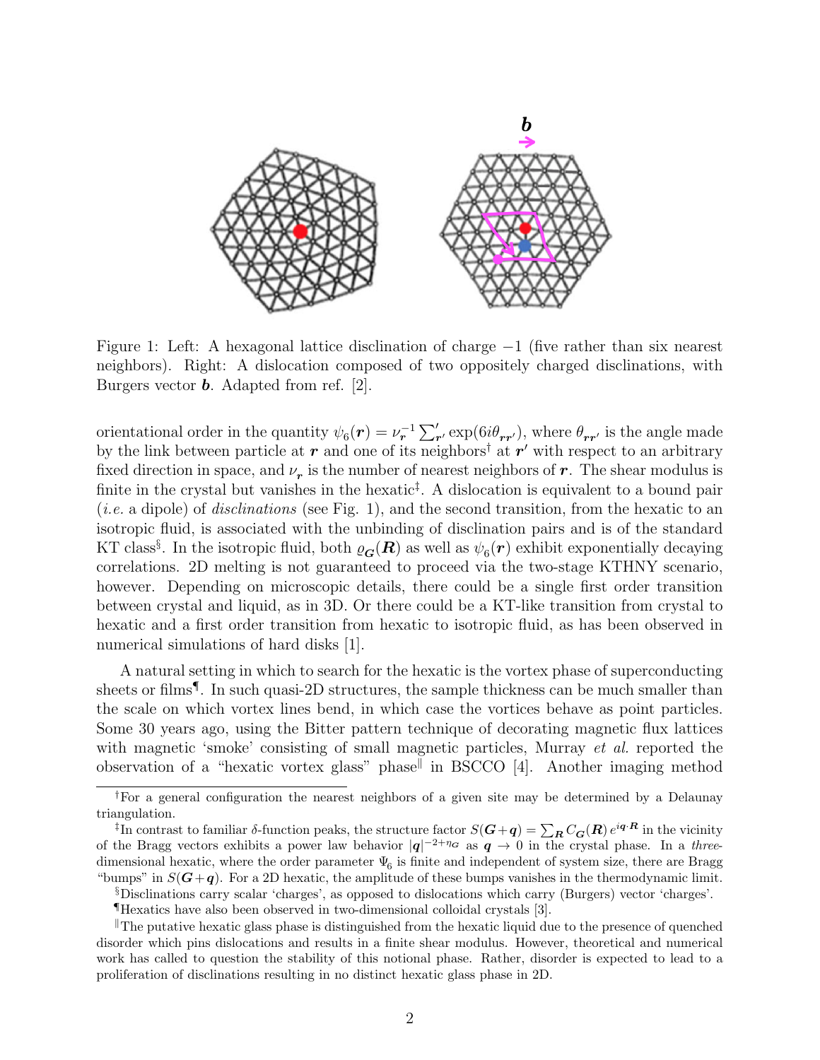Figure 1: Left: A hexagonal lattice disclination of charge $-1$ (five rather than six nearest neighbors). Right: A dislocation composed of two oppositely charged disclinations, with Burgers vector $\boldsymbol{b}$. Adapted from ref. [2].

orientational order in the quantity $\psi_6(\boldsymbol{r}) = \nu_{\boldsymbol{r}}^{-1} \sum'_{\boldsymbol{r}'} \exp(6i\theta_{\boldsymbol{r}\boldsymbol{r}'})$, where $\theta_{\boldsymbol{r}\boldsymbol{r}'}$ is the angle made by the link between particle at $\boldsymbol{r}$ and one of its neighbors[†] at $\boldsymbol{r}'$ with respect to an arbitrary fixed direction in space, and $\nu_{\boldsymbol{r}}$ is the number of nearest neighbors of $\boldsymbol{r}$. The shear modulus is finite in the crystal but vanishes in the hexatic[‡]. A dislocation is equivalent to a bound pair (*i.e.* a dipole) of *disclinations* (see Fig. 1), and the second transition, from the hexatic to an isotropic fluid, is associated with the unbinding of disclination pairs and is of the standard KT class[§]. In the isotropic fluid, both $\varrho_{\boldsymbol{G}}(\boldsymbol{R})$ as well as $\psi_6(\boldsymbol{r})$ exhibit exponentially decaying correlations. 2D melting is not guaranteed to proceed via the two-stage KTHNY scenario, however. Depending on microscopic details, there could be a single first order transition between crystal and liquid, as in 3D. Or there could be a KT-like transition from crystal to hexatic and a first order transition from hexatic to isotropic fluid, as has been observed in numerical simulations of hard disks [1].

A natural setting in which to search for the hexatic is the vortex phase of superconducting sheets or films[¶]. In such quasi-2D structures, the sample thickness can be much smaller than the scale on which vortex lines bend, in which case the vortices behave as point particles. Some 30 years ago, using the Bitter pattern technique of decorating magnetic flux lattices with magnetic 'smoke' consisting of small magnetic particles, Murray *et al.* reported the observation of a "hexatic vortex glass" phase[‖] in BSCCO [4]. Another imaging method

---

[†]For a general configuration the nearest neighbors of a given site may be determined by a Delaunay triangulation.

[‡]In contrast to familiar $\delta$-function peaks, the structure factor $S(\boldsymbol{G}+\boldsymbol{q}) = \sum_{\boldsymbol{R}} C_{\boldsymbol{G}}(\boldsymbol{R})\, e^{i\boldsymbol{q}\cdot\boldsymbol{R}}$ in the vicinity of the Bragg vectors exhibits a power law behavior $|\boldsymbol{q}|^{-2+\eta_G}$ as $\boldsymbol{q} \to 0$ in the crystal phase. In a *three*-dimensional hexatic, where the order parameter $\Psi_6$ is finite and independent of system size, there are Bragg "bumps" in $S(\boldsymbol{G}+\boldsymbol{q})$. For a 2D hexatic, the amplitude of these bumps vanishes in the thermodynamic limit.

[§]Disclinations carry scalar 'charges', as opposed to dislocations which carry (Burgers) vector 'charges'.

[¶]Hexatics have also been observed in two-dimensional colloidal crystals [3].

[‖]The putative hexatic glass phase is distinguished from the hexatic liquid due to the presence of quenched disorder which pins dislocations and results in a finite shear modulus. However, theoretical and numerical work has called to question the stability of this notional phase. Rather, disorder is expected to lead to a proliferation of disclinations resulting in no distinct hexatic glass phase in 2D.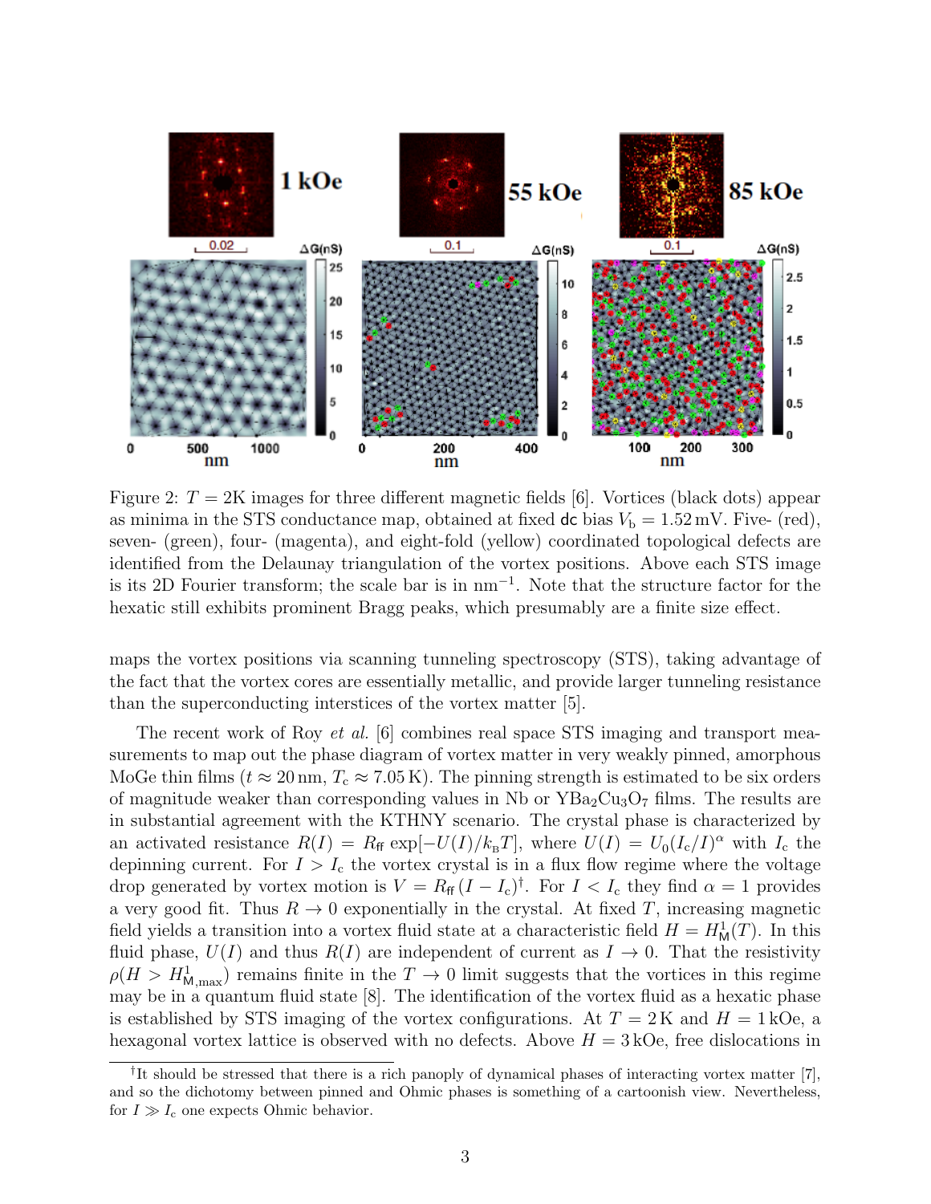Figure 2: $T = 2$K images for three different magnetic fields [6]. Vortices (black dots) appear as minima in the STS conductance map, obtained at fixed dc bias $V_b = 1.52$ mV. Five- (red), seven- (green), four- (magenta), and eight-fold (yellow) coordinated topological defects are identified from the Delaunay triangulation of the vortex positions. Above each STS image is its 2D Fourier transform; the scale bar is in $\mathrm{nm}^{-1}$. Note that the structure factor for the hexatic still exhibits prominent Bragg peaks, which presumably are a finite size effect.

maps the vortex positions via scanning tunneling spectroscopy (STS), taking advantage of the fact that the vortex cores are essentially metallic, and provide larger tunneling resistance than the superconducting interstices of the vortex matter [5].

The recent work of Roy *et al.* [6] combines real space STS imaging and transport measurements to map out the phase diagram of vortex matter in very weakly pinned, amorphous MoGe thin films ($t \approx 20$ nm, $T_c \approx 7.05$ K). The pinning strength is estimated to be six orders of magnitude weaker than corresponding values in Nb or $\mathrm{YBa_2Cu_3O_7}$ films. The results are in substantial agreement with the KTHNY scenario. The crystal phase is characterized by an activated resistance $R(I) = R_{\mathrm{ff}} \exp[-U(I)/k_B T]$, where $U(I) = U_0(I_c/I)^\alpha$ with $I_c$ the depinning current. For $I > I_c$ the vortex crystal is in a flux flow regime where the voltage drop generated by vortex motion is $V = R_{\mathrm{ff}}\,(I - I_c)$[†]. For $I < I_c$ they find $\alpha = 1$ provides a very good fit. Thus $R \to 0$ exponentially in the crystal. At fixed $T$, increasing magnetic field yields a transition into a vortex fluid state at a characteristic field $H = H^1_{\mathrm{M}}(T)$. In this fluid phase, $U(I)$ and thus $R(I)$ are independent of current as $I \to 0$. That the resistivity $\rho(H > H^1_{\mathrm{M,max}})$ remains finite in the $T \to 0$ limit suggests that the vortices in this regime may be in a quantum fluid state [8]. The identification of the vortex fluid as a hexatic phase is established by STS imaging of the vortex configurations. At $T = 2$ K and $H = 1$ kOe, a hexagonal vortex lattice is observed with no defects. Above $H = 3$ kOe, free dislocations in

[†] It should be stressed that there is a rich panoply of dynamical phases of interacting vortex matter [7], and so the dichotomy between pinned and Ohmic phases is something of a cartoonish view. Nevertheless, for $I \gg I_c$ one expects Ohmic behavior.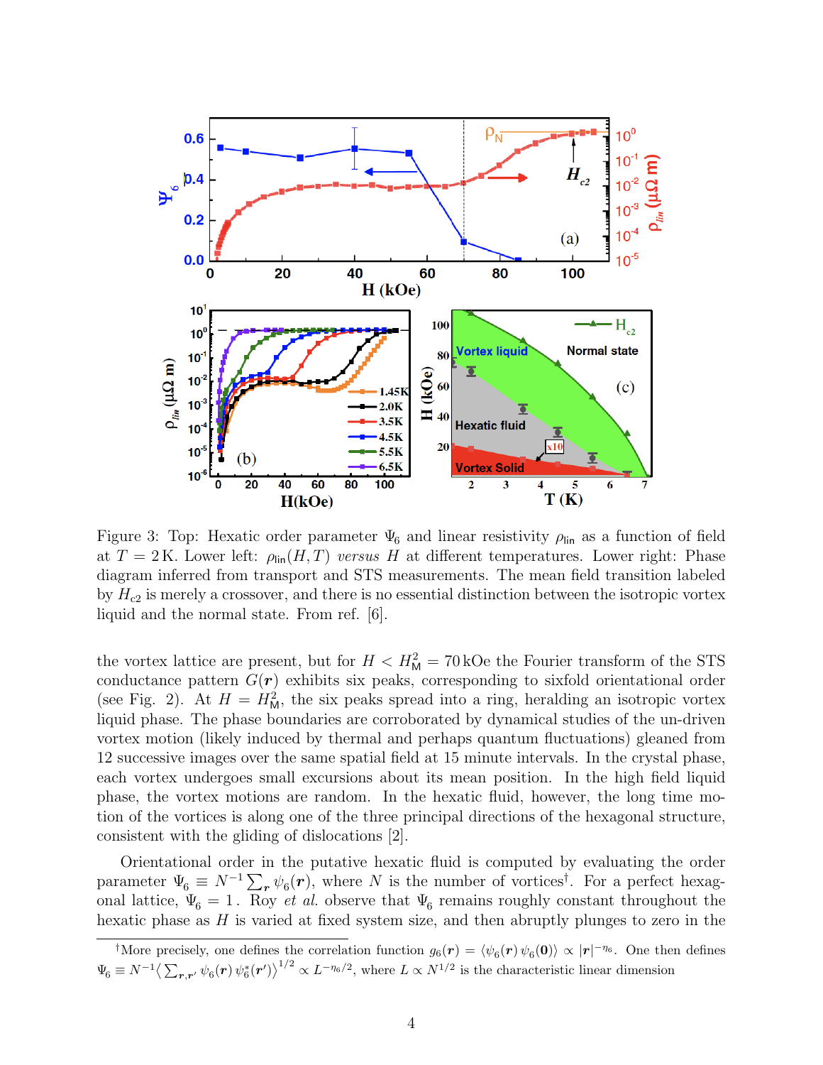Figure 3: Top: Hexatic order parameter $\Psi_6$ and linear resistivity $\rho_{\rm lin}$ as a function of field at $T = 2\,$K. Lower left: $\rho_{\rm lin}(H,T)$ *versus* $H$ at different temperatures. Lower right: Phase diagram inferred from transport and STS measurements. The mean field transition labeled by $H_{c2}$ is merely a crossover, and there is no essential distinction between the isotropic vortex liquid and the normal state. From ref. [6].

the vortex lattice are present, but for $H < H_{\rm M}^2 = 70\,$kOe the Fourier transform of the STS conductance pattern $G(\boldsymbol{r})$ exhibits six peaks, corresponding to sixfold orientational order (see Fig. 2). At $H = H_{\rm M}^2$, the six peaks spread into a ring, heralding an isotropic vortex liquid phase. The phase boundaries are corroborated by dynamical studies of the un-driven vortex motion (likely induced by thermal and perhaps quantum fluctuations) gleaned from 12 successive images over the same spatial field at 15 minute intervals. In the crystal phase, each vortex undergoes small excursions about its mean position. In the high field liquid phase, the vortex motions are random. In the hexatic fluid, however, the long time motion of the vortices is along one of the three principal directions of the hexagonal structure, consistent with the gliding of dislocations [2].

Orientational order in the putative hexatic fluid is computed by evaluating the order parameter $\Psi_6 \equiv N^{-1}\sum_{\boldsymbol{r}} \psi_6(\boldsymbol{r})$, where $N$ is the number of vortices[†]. For a perfect hexagonal lattice, $\Psi_6 = 1$. Roy *et al.* observe that $\Psi_6$ remains roughly constant throughout the hexatic phase as $H$ is varied at fixed system size, and then abruptly plunges to zero in the

[†]More precisely, one defines the correlation function $g_6(\boldsymbol{r}) = \langle \psi_6(\boldsymbol{r})\, \psi_6(\boldsymbol{0})\rangle \propto |\boldsymbol{r}|^{-\eta_6}$. One then defines $\Psi_6 \equiv N^{-1}\big\langle \sum_{\boldsymbol{r},\boldsymbol{r}'} \psi_6(\boldsymbol{r})\, \psi_6^*(\boldsymbol{r}')\big\rangle^{1/2} \propto L^{-\eta_6/2}$, where $L \propto N^{1/2}$ is the characteristic linear dimension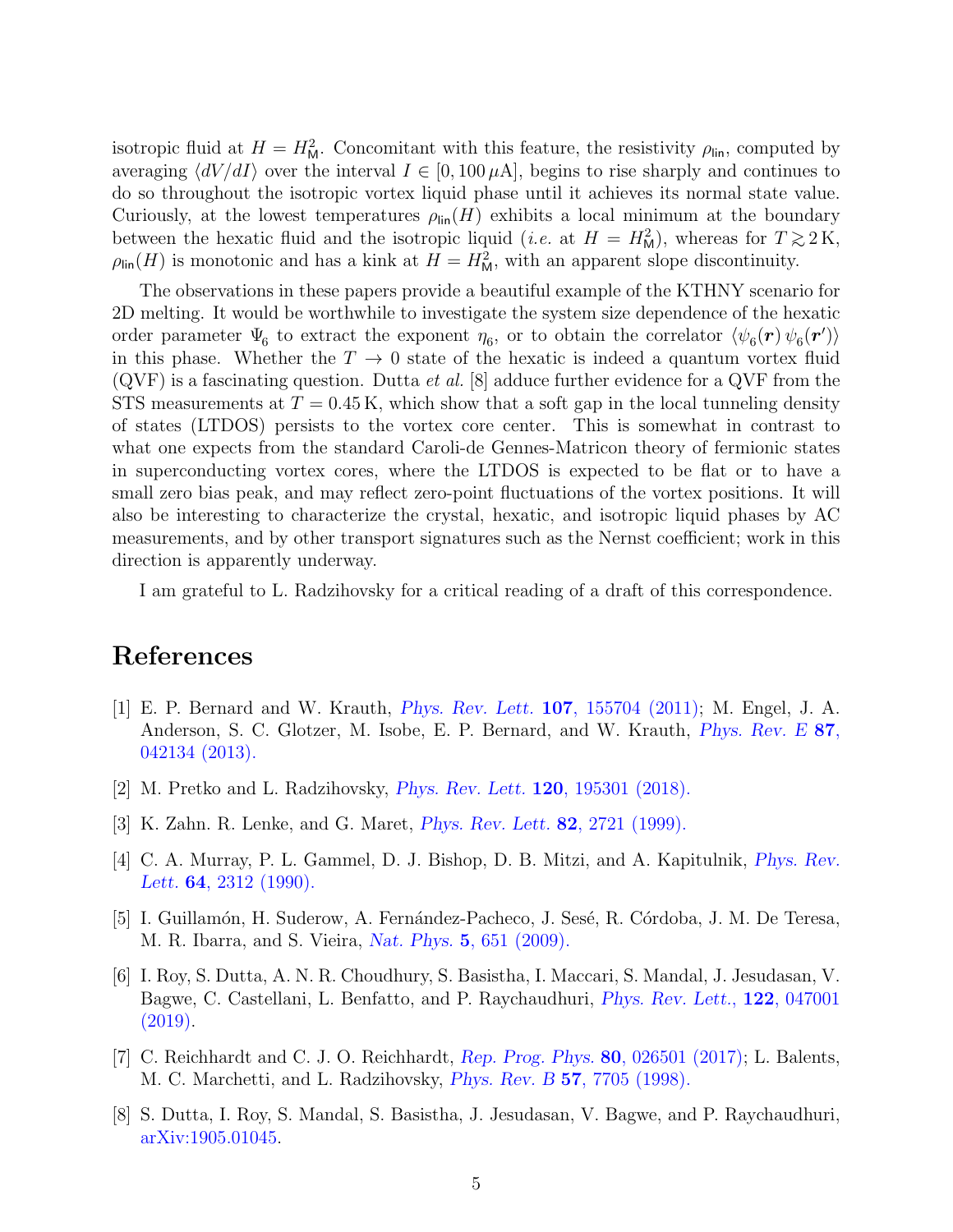isotropic fluid at $H = H^2_{\mathsf{M}}$. Concomitant with this feature, the resistivity $\rho_{\mathsf{lin}}$, computed by averaging $\langle dV/dI \rangle$ over the interval $I \in [0, 100\,\mu\text{A}]$, begins to rise sharply and continues to do so throughout the isotropic vortex liquid phase until it achieves its normal state value. Curiously, at the lowest temperatures $\rho_{\mathsf{lin}}(H)$ exhibits a local minimum at the boundary between the hexatic fluid and the isotropic liquid (*i.e.* at $H = H^2_{\mathsf{M}}$), whereas for $T \gtrsim 2\,\text{K}$, $\rho_{\mathsf{lin}}(H)$ is monotonic and has a kink at $H = H^2_{\mathsf{M}}$, with an apparent slope discontinuity.

The observations in these papers provide a beautiful example of the KTHNY scenario for 2D melting. It would be worthwhile to investigate the system size dependence of the hexatic order parameter $\Psi_6$ to extract the exponent $\eta_6$, or to obtain the correlator $\langle \psi_6(\boldsymbol{r})\, \psi_6(\boldsymbol{r}') \rangle$ in this phase. Whether the $T \to 0$ state of the hexatic is indeed a quantum vortex fluid (QVF) is a fascinating question. Dutta *et al.* [8] adduce further evidence for a QVF from the STS measurements at $T = 0.45\,\text{K}$, which show that a soft gap in the local tunneling density of states (LTDOS) persists to the vortex core center. This is somewhat in contrast to what one expects from the standard Caroli-de Gennes-Matricon theory of fermionic states in superconducting vortex cores, where the LTDOS is expected to be flat or to have a small zero bias peak, and may reflect zero-point fluctuations of the vortex positions. It will also be interesting to characterize the crystal, hexatic, and isotropic liquid phases by AC measurements, and by other transport signatures such as the Nernst coefficient; work in this direction is apparently underway.

I am grateful to L. Radzihovsky for a critical reading of a draft of this correspondence.

# References

[1] E. P. Bernard and W. Krauth, *Phys. Rev. Lett.* **107**, 155704 (2011); M. Engel, J. A. Anderson, S. C. Glotzer, M. Isobe, E. P. Bernard, and W. Krauth, *Phys. Rev. E* **87**, 042134 (2013).

[2] M. Pretko and L. Radzihovsky, *Phys. Rev. Lett.* **120**, 195301 (2018).

[3] K. Zahn. R. Lenke, and G. Maret, *Phys. Rev. Lett.* **82**, 2721 (1999).

[4] C. A. Murray, P. L. Gammel, D. J. Bishop, D. B. Mitzi, and A. Kapitulnik, *Phys. Rev. Lett.* **64**, 2312 (1990).

[5] I. Guillamón, H. Suderow, A. Fernández-Pacheco, J. Sesé, R. Córdoba, J. M. De Teresa, M. R. Ibarra, and S. Vieira, *Nat. Phys.* **5**, 651 (2009).

[6] I. Roy, S. Dutta, A. N. R. Choudhury, S. Basistha, I. Maccari, S. Mandal, J. Jesudasan, V. Bagwe, C. Castellani, L. Benfatto, and P. Raychaudhuri, *Phys. Rev. Lett.*, **122**, 047001 (2019).

[7] C. Reichhardt and C. J. O. Reichhardt, *Rep. Prog. Phys.* **80**, 026501 (2017); L. Balents, M. C. Marchetti, and L. Radzihovsky, *Phys. Rev. B* **57**, 7705 (1998).

[8] S. Dutta, I. Roy, S. Mandal, S. Basistha, J. Jesudasan, V. Bagwe, and P. Raychaudhuri, arXiv:1905.01045.